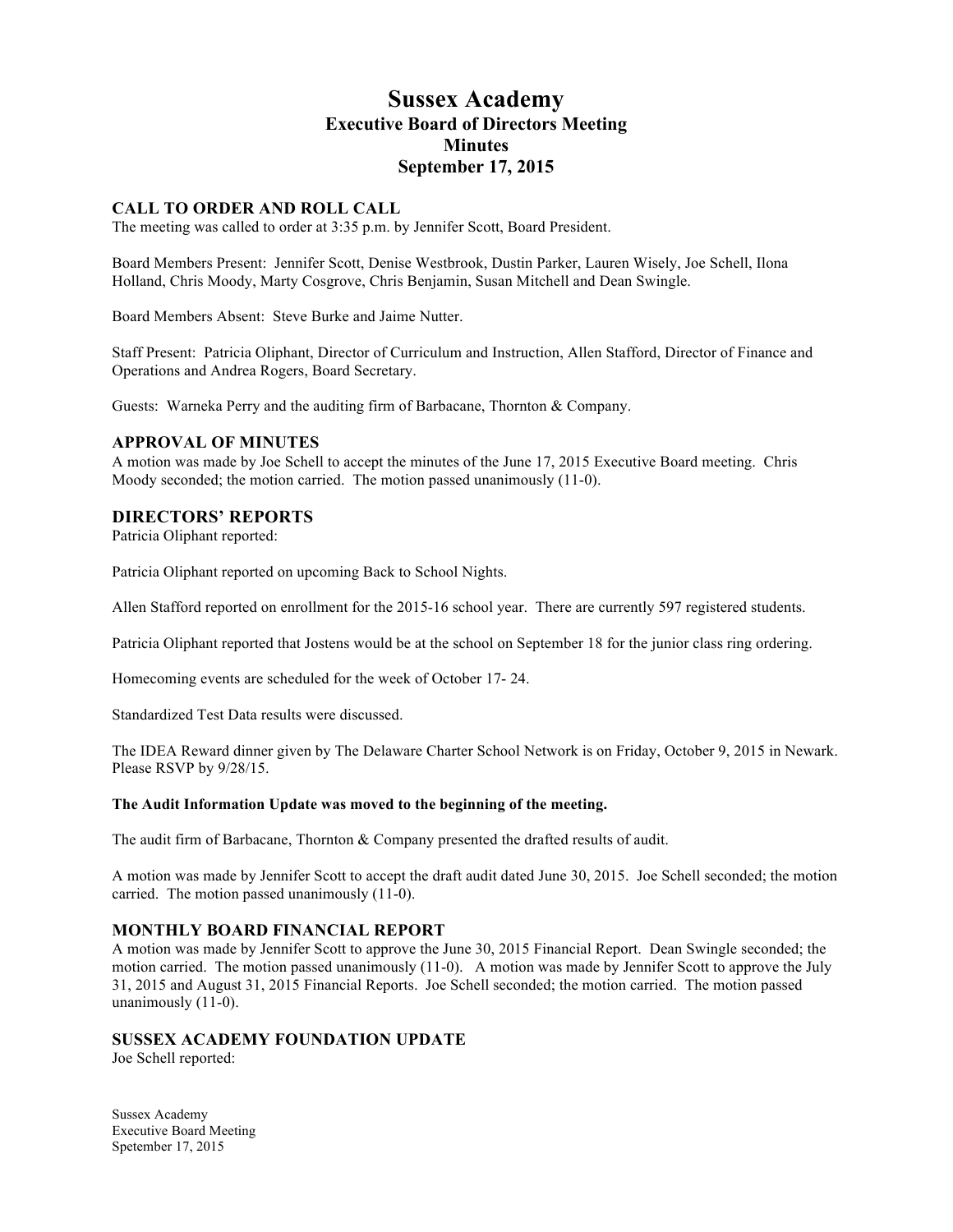# Sussex Academy

## Executive Board of Directors Meeting

## Minutes

## September 17, 2015

### CALL TO ORDER AND ROLL CALL

The meeting was called to order at 3:35 p.m. by Jennifer Scott, Board President.

Board Members Present: Jennifer Scott, Denise Westbrook, Dustin Parker, Lauren Wisely, Joe Schell, Ilona Holland, Chris Moody, Marty Cosgrove, Chris Benjamin, Susan Mitchell and Dean Swingle.

Board Members Absent: Steve Burke and Jaime Nutter.

Staff Present: Patricia Oliphant, Director of Curriculum and Instruction, Allen Stafford, Director of Finance and Operations and Andrea Rogers, Board Secretary.

Guests: Warneka Perry and the auditing firm of Barbacane, Thornton & Company.

### APPROVAL OF MINUTES

A motion was made by Joe Schell to accept the minutes of the June 17, 2015 Executive Board meeting. Chris Moody seconded; the motion carried. The motion passed unanimously (11-0).

### DIRECTORS' REPORTS

Patricia Oliphant reported:

Patricia Oliphant reported on upcoming Back to School Nights.

Allen Stafford reported on enrollment for the 2015-16 school year. There are currently 597 registered students.

Patricia Oliphant reported that Jostens would be at the school on September 18 for the junior class ring ordering.

Homecoming events are scheduled for the week of October 17- 24.

Standardized Test Data results were discussed.

The IDEA Reward dinner given by The Delaware Charter School Network is on Friday, October 9, 2015 in Newark. Please RSVP by 9/28/15.

**The Audit Information Update was moved to the beginning of the meeting.**

The audit firm of Barbacane, Thornton & Company presented the drafted results of audit.

A motion was made by Jennifer Scott to accept the draft audit dated June 30, 2015. Joe Schell seconded; the motion carried. The motion passed unanimously (11-0).

### MONTHLY BOARD FINANCIAL REPORT

A motion was made by Jennifer Scott to approve the June 30, 2015 Financial Report. Dean Swingle seconded; the motion carried. The motion passed unanimously (11-0). A motion was made by Jennifer Scott to approve the July 31, 2015 and August 31, 2015 Financial Reports. Joe Schell seconded; the motion carried. The motion passed unanimously (11-0).

### SUSSEX ACADEMY FOUNDATION UPDATE

Joe Schell reported: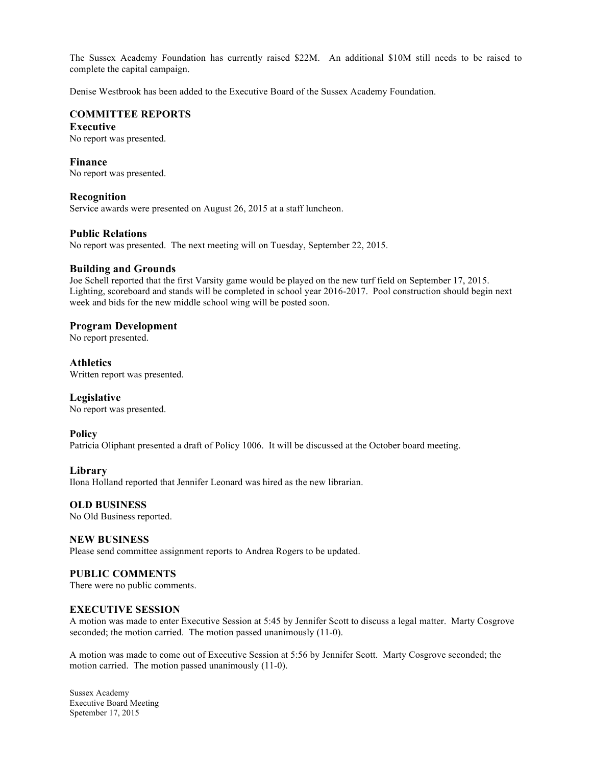The Sussex Academy Foundation has currently raised $22M. An additional $10M still needs to be raised to complete the capital campaign.

Denise Westbrook has been added to the Executive Board of the Sussex Academy Foundation.

## COMMITTEE REPORTS

### Executive

No report was presented.

### Finance

No report was presented.

### Recognition

Service awards were presented on August 26, 2015 at a staff luncheon.

### Public Relations

No report was presented. The next meeting will on Tuesday, September 22, 2015.

### Building and Grounds

Joe Schell reported that the first Varsity game would be played on the new turf field on September 17, 2015. Lighting, scoreboard and stands will be completed in school year 2016-2017. Pool construction should begin next week and bids for the new middle school wing will be posted soon.

### Program Development

No report presented.

### Athletics

Written report was presented.

### Legislative

No report was presented.

### Policy

Patricia Oliphant presented a draft of Policy 1006. It will be discussed at the October board meeting.

### Library

Ilona Holland reported that Jennifer Leonard was hired as the new librarian.

## OLD BUSINESS

No Old Business reported.

## NEW BUSINESS

Please send committee assignment reports to Andrea Rogers to be updated.

## PUBLIC COMMENTS

There were no public comments.

## EXECUTIVE SESSION

A motion was made to enter Executive Session at 5:45 by Jennifer Scott to discuss a legal matter. Marty Cosgrove seconded; the motion carried. The motion passed unanimously (11-0).

A motion was made to come out of Executive Session at 5:56 by Jennifer Scott. Marty Cosgrove seconded; the motion carried. The motion passed unanimously (11-0).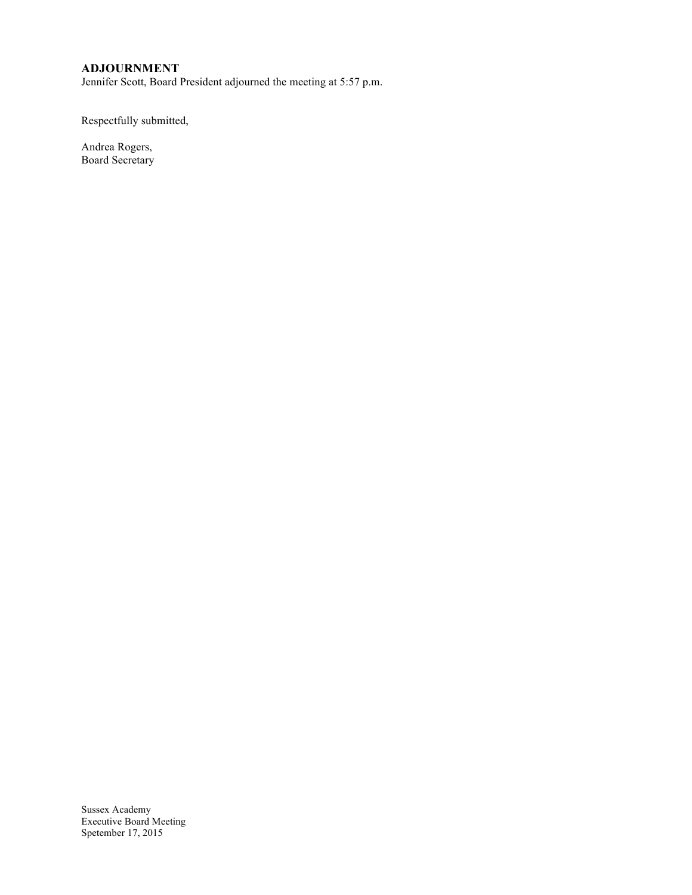**ADJOURNMENT**
Jennifer Scott, Board President adjourned the meeting at 5:57 p.m.

Respectfully submitted,

Andrea Rogers,
Board Secretary